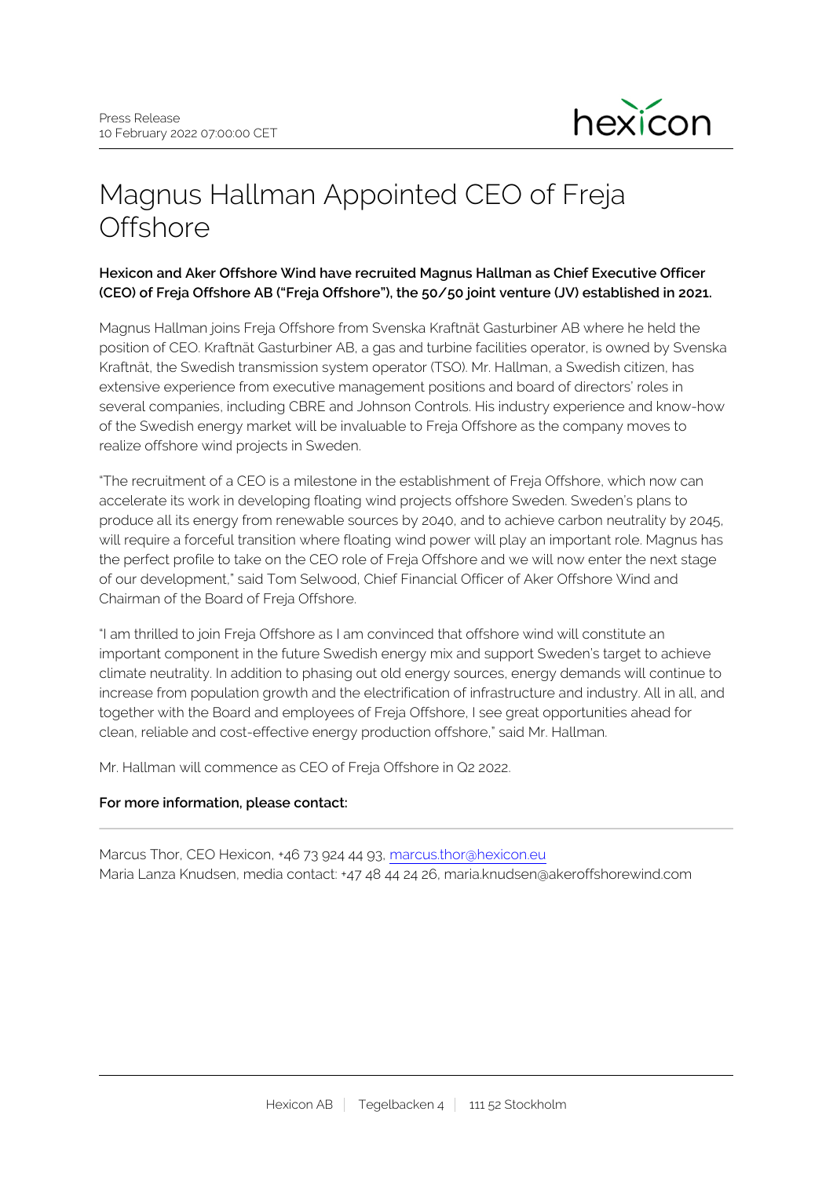Press Release
10 February 2022 07:00:00 CET

# Magnus Hallman Appointed CEO of Freja Offshore

**Hexicon and Aker Offshore Wind have recruited Magnus Hallman as Chief Executive Officer (CEO) of Freja Offshore AB ("Freja Offshore"), the 50/50 joint venture (JV) established in 2021.**

Magnus Hallman joins Freja Offshore from Svenska Kraftnät Gasturbiner AB where he held the position of CEO. Kraftnät Gasturbiner AB, a gas and turbine facilities operator, is owned by Svenska Kraftnät, the Swedish transmission system operator (TSO). Mr. Hallman, a Swedish citizen, has extensive experience from executive management positions and board of directors' roles in several companies, including CBRE and Johnson Controls. His industry experience and know-how of the Swedish energy market will be invaluable to Freja Offshore as the company moves to realize offshore wind projects in Sweden.

"The recruitment of a CEO is a milestone in the establishment of Freja Offshore, which now can accelerate its work in developing floating wind projects offshore Sweden. Sweden's plans to produce all its energy from renewable sources by 2040, and to achieve carbon neutrality by 2045, will require a forceful transition where floating wind power will play an important role. Magnus has the perfect profile to take on the CEO role of Freja Offshore and we will now enter the next stage of our development," said Tom Selwood, Chief Financial Officer of Aker Offshore Wind and Chairman of the Board of Freja Offshore.

"I am thrilled to join Freja Offshore as I am convinced that offshore wind will constitute an important component in the future Swedish energy mix and support Sweden's target to achieve climate neutrality. In addition to phasing out old energy sources, energy demands will continue to increase from population growth and the electrification of infrastructure and industry. All in all, and together with the Board and employees of Freja Offshore, I see great opportunities ahead for clean, reliable and cost-effective energy production offshore," said Mr. Hallman.

Mr. Hallman will commence as CEO of Freja Offshore in Q2 2022.

**For more information, please contact:**

---

Marcus Thor, CEO Hexicon, +46 73 924 44 93, marcus.thor@hexicon.eu
Maria Lanza Knudsen, media contact: +47 48 44 24 26, maria.knudsen@akeroffshorewind.com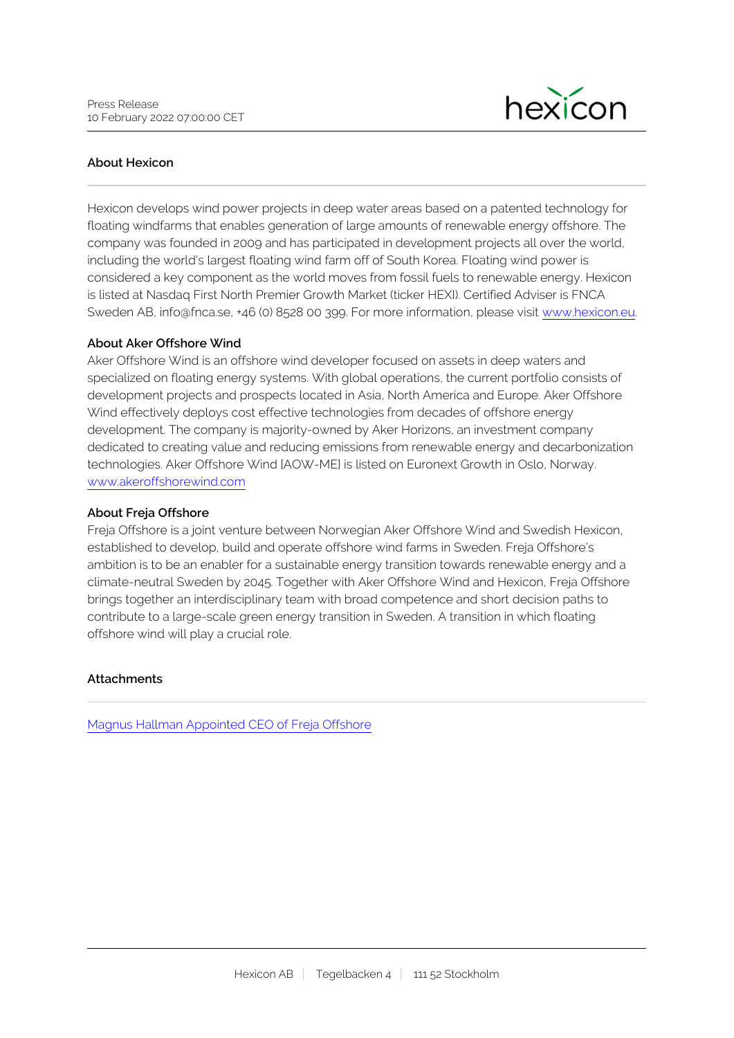### About Hexicon

Hexicon develops wind power projects in deep water areas based on a patented technology for floating windfarms that enables generation of large amounts of renewable energy offshore. The company was founded in 2009 and has participated in development projects all over the world, including the world's largest floating wind farm off of South Korea. Floating wind power is considered a key component as the world moves from fossil fuels to renewable energy. Hexicon is listed at Nasdaq First North Premier Growth Market (ticker HEXI). Certified Adviser is FNCA Sweden AB, info@fnca.se, +46 (0) 8528 00 399. For more information, please visit www.hexicon.eu.

### About Aker Offshore Wind

Aker Offshore Wind is an offshore wind developer focused on assets in deep waters and specialized on floating energy systems. With global operations, the current portfolio consists of development projects and prospects located in Asia, North America and Europe. Aker Offshore Wind effectively deploys cost effective technologies from decades of offshore energy development. The company is majority-owned by Aker Horizons, an investment company dedicated to creating value and reducing emissions from renewable energy and decarbonization technologies. Aker Offshore Wind [AOW-ME] is listed on Euronext Growth in Oslo, Norway. www.akeroffshorewind.com

### About Freja Offshore

Freja Offshore is a joint venture between Norwegian Aker Offshore Wind and Swedish Hexicon, established to develop, build and operate offshore wind farms in Sweden. Freja Offshore's ambition is to be an enabler for a sustainable energy transition towards renewable energy and a climate-neutral Sweden by 2045. Together with Aker Offshore Wind and Hexicon, Freja Offshore brings together an interdisciplinary team with broad competence and short decision paths to contribute to a large-scale green energy transition in Sweden. A transition in which floating offshore wind will play a crucial role.

### Attachments

Magnus Hallman Appointed CEO of Freja Offshore